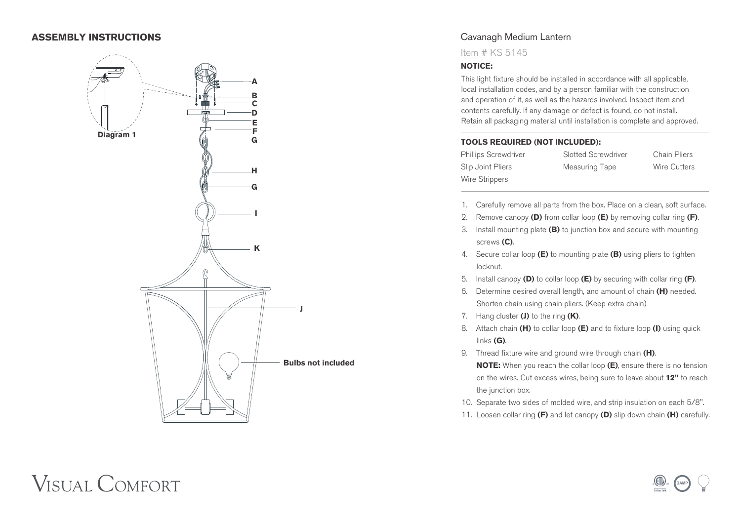## ASSEMBLY INSTRUCTIONS

Diagram 1

A
B
C
D
E
F
G
H
G
I
K
J
Bulbs not included

## Cavanagh Medium Lantern

Item # KS 5145

**NOTICE:**

This light fixture should be installed in accordance with all applicable, local installation codes, and by a person familiar with the construction and operation of it, as well as the hazards involved. Inspect item and contents carefully. If any damage or defect is found, do not install. Retain all packaging material until installation is complete and approved.

**TOOLS REQUIRED (NOT INCLUDED):**

| | | |
|---|---|---|
| Phillips Screwdriver | Slotted Screwdriver | Chain Pliers |
| Slip Joint Pliers | Measuring Tape | Wire Cutters |
| Wire Strippers | | |

1. Carefully remove all parts from the box. Place on a clean, soft surface.
2. Remove canopy **(D)** from collar loop **(E)** by removing collar ring **(F)**.
3. Install mounting plate **(B)** to junction box and secure with mounting screws **(C)**.
4. Secure collar loop **(E)** to mounting plate **(B)** using pliers to tighten locknut.
5. Install canopy **(D)** to collar loop **(E)** by securing with collar ring **(F)**.
6. Determine desired overall length, and amount of chain **(H)** needed. Shorten chain using chain pliers. (Keep extra chain)
7. Hang cluster **(J)** to the ring **(K)**.
8. Attach chain **(H)** to collar loop **(E)** and to fixture loop **(I)** using quick links **(G)**.
9. Thread fixture wire and ground wire through chain **(H)**.
   **NOTE:** When you reach the collar loop **(E)**, ensure there is no tension on the wires. Cut excess wires, being sure to leave about **12"** to reach the junction box.
10. Separate two sides of molded wire, and strip insulation on each 5/8".
11. Loosen collar ring **(F)** and let canopy **(D)** slip down chain **(H)** carefully.

VISUAL COMFORT

DAMP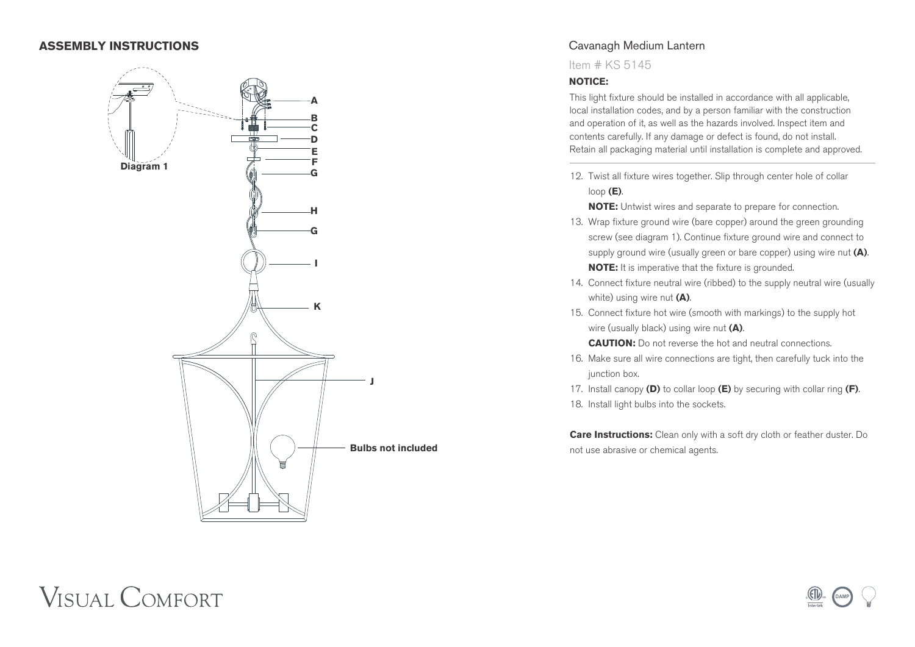## ASSEMBLY INSTRUCTIONS

A
B
C
D
E
F
G
H
G
I
K
J

Diagram 1

Bulbs not included

## Cavanagh Medium Lantern

Item # KS 5145

**NOTICE:**

This light fixture should be installed in accordance with all applicable, local installation codes, and by a person familiar with the construction and operation of it, as well as the hazards involved. Inspect item and contents carefully. If any damage or defect is found, do not install. Retain all packaging material until installation is complete and approved.

12. Twist all fixture wires together. Slip through center hole of collar loop **(E)**.
    **NOTE:** Untwist wires and separate to prepare for connection.
13. Wrap fixture ground wire (bare copper) around the green grounding screw (see diagram 1). Continue fixture ground wire and connect to supply ground wire (usually green or bare copper) using wire nut **(A)**.
    **NOTE:** It is imperative that the fixture is grounded.
14. Connect fixture neutral wire (ribbed) to the supply neutral wire (usually white) using wire nut **(A)**.
15. Connect fixture hot wire (smooth with markings) to the supply hot wire (usually black) using wire nut **(A)**.
    **CAUTION:** Do not reverse the hot and neutral connections.
16. Make sure all wire connections are tight, then carefully tuck into the junction box.
17. Install canopy **(D)** to collar loop **(E)** by securing with collar ring **(F)**.
18. Install light bulbs into the sockets.

**Care Instructions:** Clean only with a soft dry cloth or feather duster. Do not use abrasive or chemical agents.

VISUAL COMFORT

Intertek DAMP